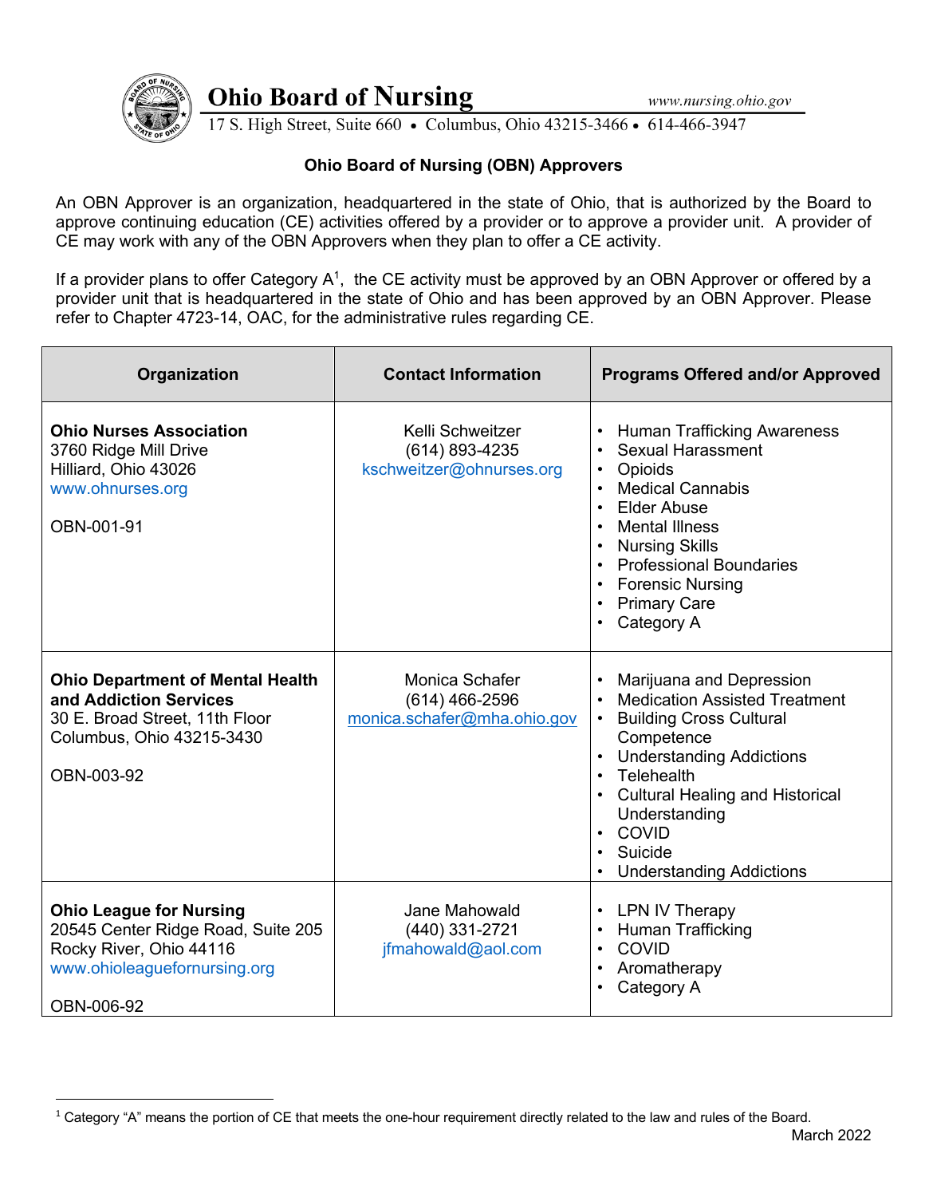# Ohio Board of Nursing

17 S. High Street, Suite 660 • Columbus, Ohio 43215-3466 • 614-466-3947

www.nursing.ohio.gov

## Ohio Board of Nursing (OBN) Approvers

An OBN Approver is an organization, headquartered in the state of Ohio, that is authorized by the Board to approve continuing education (CE) activities offered by a provider or to approve a provider unit. A provider of CE may work with any of the OBN Approvers when they plan to offer a CE activity.

If a provider plans to offer Category A[1], the CE activity must be approved by an OBN Approver or offered by a provider unit that is headquartered in the state of Ohio and has been approved by an OBN Approver. Please refer to Chapter 4723-14, OAC, for the administrative rules regarding CE.

| Organization | Contact Information | Programs Offered and/or Approved |
|---|---|---|
| **Ohio Nurses Association**<br>3760 Ridge Mill Drive<br>Hilliard, Ohio 43026<br>www.ohnurses.org<br><br>OBN-001-91 | Kelli Schweitzer<br>(614) 893-4235<br>kschweitzer@ohnurses.org | • Human Trafficking Awareness<br>• Sexual Harassment<br>• Opioids<br>• Medical Cannabis<br>• Elder Abuse<br>• Mental Illness<br>• Nursing Skills<br>• Professional Boundaries<br>• Forensic Nursing<br>• Primary Care<br>• Category A |
| **Ohio Department of Mental Health and Addiction Services**<br>30 E. Broad Street, 11th Floor<br>Columbus, Ohio 43215-3430<br><br>OBN-003-92 | Monica Schafer<br>(614) 466-2596<br>monica.schafer@mha.ohio.gov | • Marijuana and Depression<br>• Medication Assisted Treatment<br>• Building Cross Cultural Competence<br>• Understanding Addictions<br>• Telehealth<br>• Cultural Healing and Historical Understanding<br>• COVID<br>• Suicide<br>• Understanding Addictions |
| **Ohio League for Nursing**<br>20545 Center Ridge Road, Suite 205<br>Rocky River, Ohio 44116<br>www.ohioleaguefornursing.org<br><br>OBN-006-92 | Jane Mahowald<br>(440) 331-2721<br>jfmahowald@aol.com | • LPN IV Therapy<br>• Human Trafficking<br>• COVID<br>• Aromatherapy<br>• Category A |

[1] Category "A" means the portion of CE that meets the one-hour requirement directly related to the law and rules of the Board.

March 2022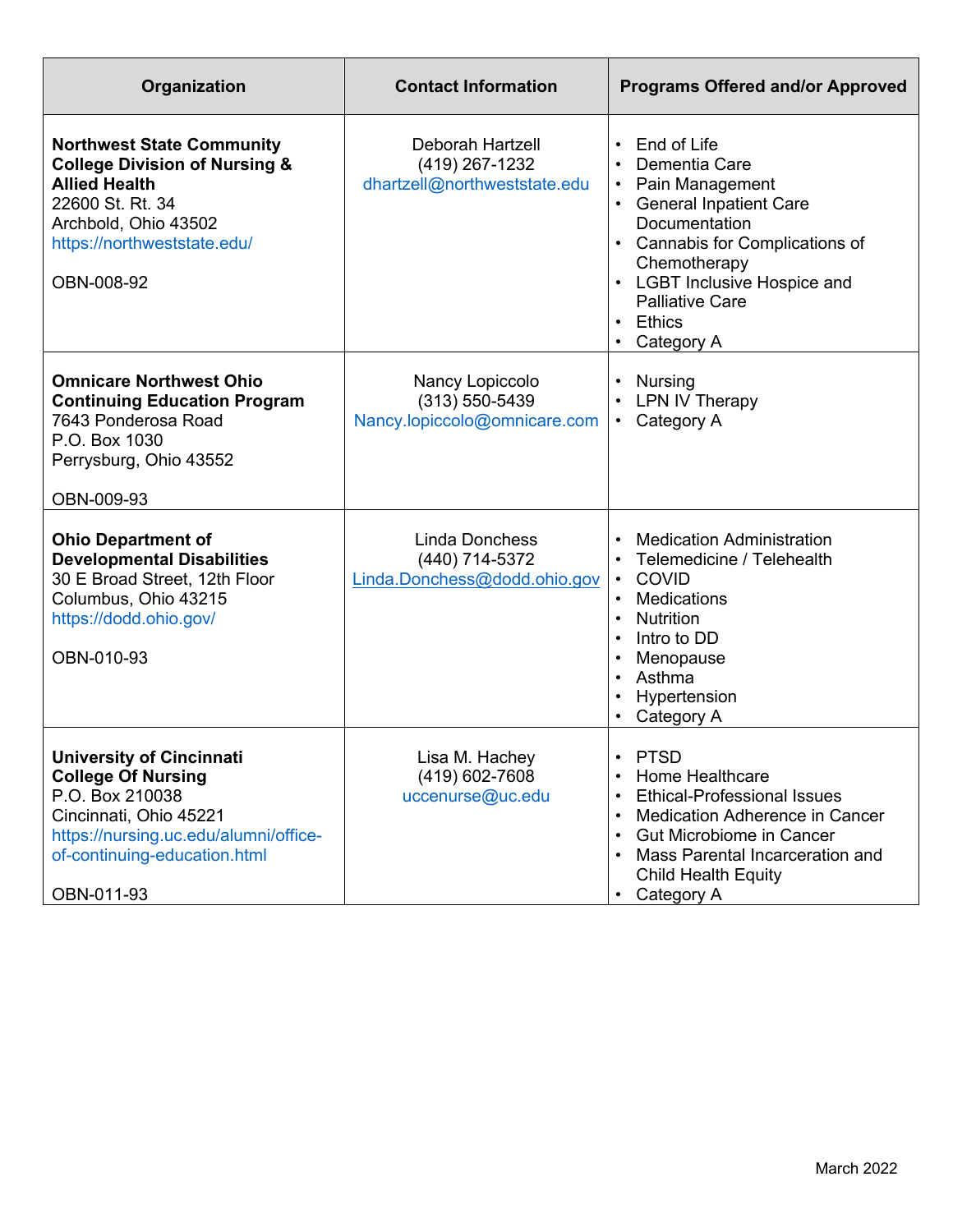| Organization | Contact Information | Programs Offered and/or Approved |
|---|---|---|
| **Northwest State Community College Division of Nursing & Allied Health**<br>22600 St. Rt. 34<br>Archbold, Ohio 43502<br>https://northweststate.edu/<br><br>OBN-008-92 | Deborah Hartzell<br>(419) 267-1232<br>dhartzell@northweststate.edu | • End of Life<br>• Dementia Care<br>• Pain Management<br>• General Inpatient Care Documentation<br>• Cannabis for Complications of Chemotherapy<br>• LGBT Inclusive Hospice and Palliative Care<br>• Ethics<br>• Category A |
| **Omnicare Northwest Ohio Continuing Education Program**<br>7643 Ponderosa Road<br>P.O. Box 1030<br>Perrysburg, Ohio 43552<br><br>OBN-009-93 | Nancy Lopiccolo<br>(313) 550-5439<br>Nancy.lopiccolo@omnicare.com | • Nursing<br>• LPN IV Therapy<br>• Category A |
| **Ohio Department of Developmental Disabilities**<br>30 E Broad Street, 12th Floor<br>Columbus, Ohio 43215<br>https://dodd.ohio.gov/<br><br>OBN-010-93 | Linda Donchess<br>(440) 714-5372<br>Linda.Donchess@dodd.ohio.gov | • Medication Administration<br>• Telemedicine / Telehealth<br>• COVID<br>• Medications<br>• Nutrition<br>• Intro to DD<br>• Menopause<br>• Asthma<br>• Hypertension<br>• Category A |
| **University of Cincinnati College Of Nursing**<br>P.O. Box 210038<br>Cincinnati, Ohio 45221<br>https://nursing.uc.edu/alumni/office-of-continuing-education.html<br><br>OBN-011-93 | Lisa M. Hachey<br>(419) 602-7608<br>uccenurse@uc.edu | • PTSD<br>• Home Healthcare<br>• Ethical-Professional Issues<br>• Medication Adherence in Cancer<br>• Gut Microbiome in Cancer<br>• Mass Parental Incarceration and Child Health Equity<br>• Category A |

March 2022